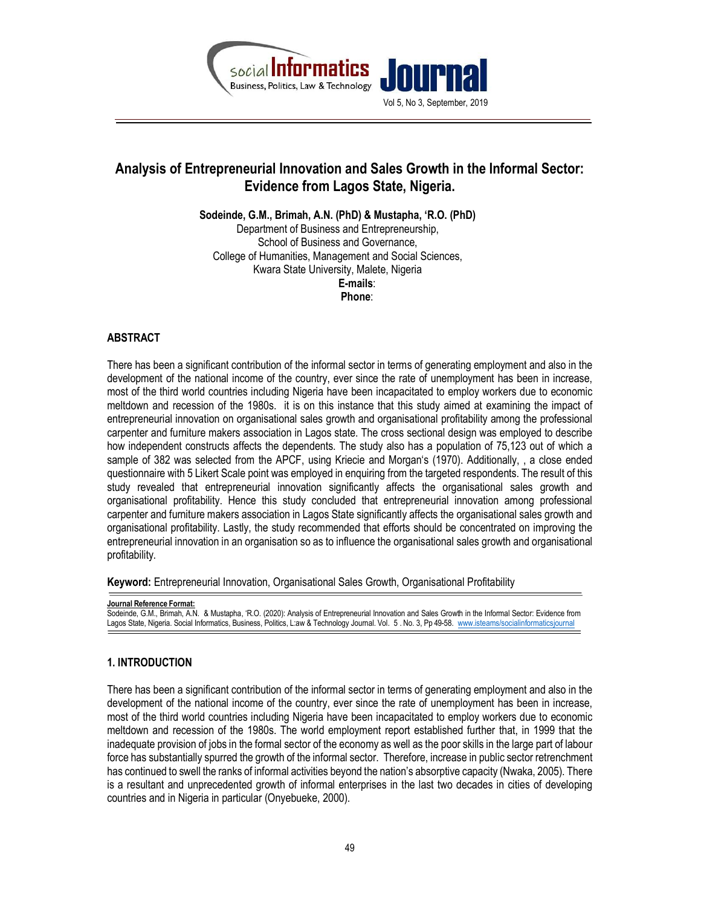# Analysis of Entrepreneurial Innovation and Sales Growth in the Informal Sector: Evidence from Lagos State, Nigeria.

**Sodeinde, G.M., Brimah, A.N. (PhD) & Mustapha, 'R.O. (PhD)**
Department of Business and Entrepreneurship,
School of Business and Governance,
College of Humanities, Management and Social Sciences,
Kwara State University, Malete, Nigeria
**E-mails**:
**Phone**:

## ABSTRACT

There has been a significant contribution of the informal sector in terms of generating employment and also in the development of the national income of the country, ever since the rate of unemployment has been in increase, most of the third world countries including Nigeria have been incapacitated to employ workers due to economic meltdown and recession of the 1980s. it is on this instance that this study aimed at examining the impact of entrepreneurial innovation on organisational sales growth and organisational profitability among the professional carpenter and furniture makers association in Lagos state. The cross sectional design was employed to describe how independent constructs affects the dependents. The study also has a population of 75,123 out of which a sample of 382 was selected from the APCF, using Kriecie and Morgan's (1970). Additionally, , a close ended questionnaire with 5 Likert Scale point was employed in enquiring from the targeted respondents. The result of this study revealed that entrepreneurial innovation significantly affects the organisational sales growth and organisational profitability. Hence this study concluded that entrepreneurial innovation among professional carpenter and furniture makers association in Lagos State significantly affects the organisational sales growth and organisational profitability. Lastly, the study recommended that efforts should be concentrated on improving the entrepreneurial innovation in an organisation so as to influence the organisational sales growth and organisational profitability.

**Keyword:** Entrepreneurial Innovation, Organisational Sales Growth, Organisational Profitability

**Journal Reference Format:**
Sodeinde, G.M., Brimah, A.N. & Mustapha, 'R.O. (2020): Analysis of Entrepreneurial Innovation and Sales Growth in the Informal Sector: Evidence from Lagos State, Nigeria. Social Informatics, Business, Politics, L:aw & Technology Journal. Vol. 5 . No. 3, Pp 49-58. www.isteams/socialinformaticsjournal

## 1. INTRODUCTION

There has been a significant contribution of the informal sector in terms of generating employment and also in the development of the national income of the country, ever since the rate of unemployment has been in increase, most of the third world countries including Nigeria have been incapacitated to employ workers due to economic meltdown and recession of the 1980s. The world employment report established further that, in 1999 that the inadequate provision of jobs in the formal sector of the economy as well as the poor skills in the large part of labour force has substantially spurred the growth of the informal sector. Therefore, increase in public sector retrenchment has continued to swell the ranks of informal activities beyond the nation's absorptive capacity (Nwaka, 2005). There is a resultant and unprecedented growth of informal enterprises in the last two decades in cities of developing countries and in Nigeria in particular (Onyebueke, 2000).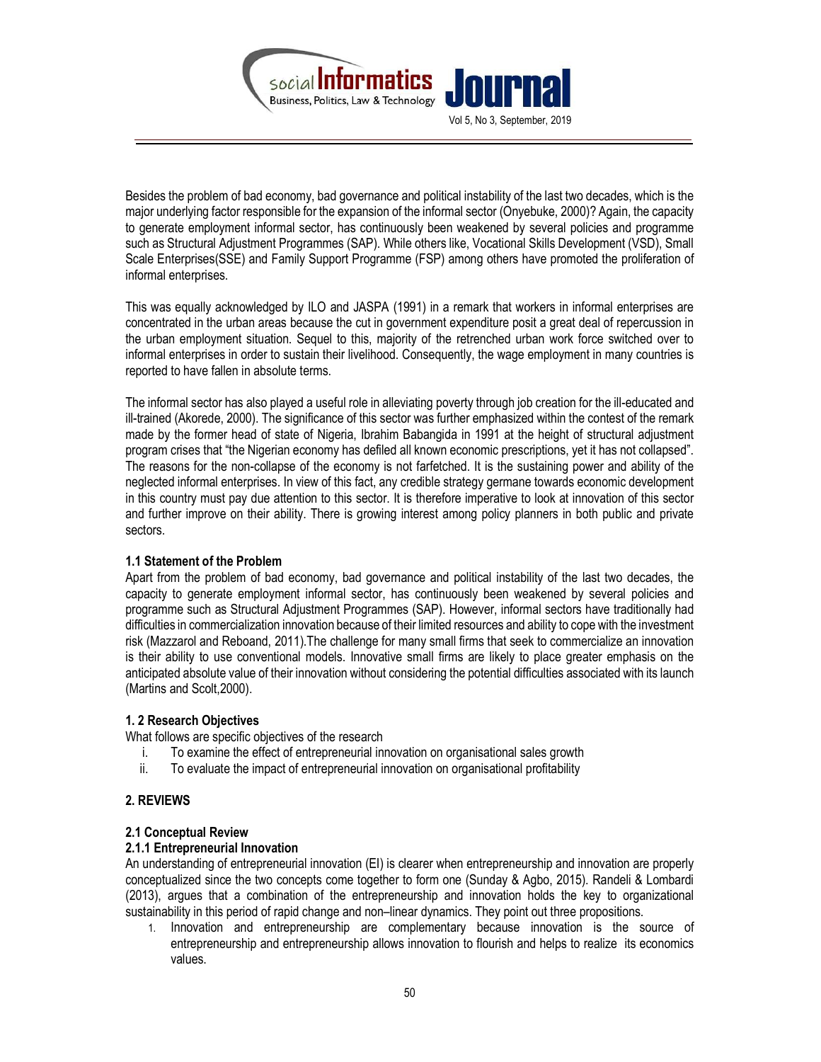Besides the problem of bad economy, bad governance and political instability of the last two decades, which is the major underlying factor responsible for the expansion of the informal sector (Onyebuke, 2000)? Again, the capacity to generate employment informal sector, has continuously been weakened by several policies and programme such as Structural Adjustment Programmes (SAP). While others like, Vocational Skills Development (VSD), Small Scale Enterprises(SSE) and Family Support Programme (FSP) among others have promoted the proliferation of informal enterprises.

This was equally acknowledged by ILO and JASPA (1991) in a remark that workers in informal enterprises are concentrated in the urban areas because the cut in government expenditure posit a great deal of repercussion in the urban employment situation. Sequel to this, majority of the retrenched urban work force switched over to informal enterprises in order to sustain their livelihood. Consequently, the wage employment in many countries is reported to have fallen in absolute terms.

The informal sector has also played a useful role in alleviating poverty through job creation for the ill-educated and ill-trained (Akorede, 2000). The significance of this sector was further emphasized within the contest of the remark made by the former head of state of Nigeria, Ibrahim Babangida in 1991 at the height of structural adjustment program crises that "the Nigerian economy has defiled all known economic prescriptions, yet it has not collapsed". The reasons for the non-collapse of the economy is not farfetched. It is the sustaining power and ability of the neglected informal enterprises. In view of this fact, any credible strategy germane towards economic development in this country must pay due attention to this sector. It is therefore imperative to look at innovation of this sector and further improve on their ability. There is growing interest among policy planners in both public and private sectors.

### 1.1 Statement of the Problem

Apart from the problem of bad economy, bad governance and political instability of the last two decades, the capacity to generate employment informal sector, has continuously been weakened by several policies and programme such as Structural Adjustment Programmes (SAP). However, informal sectors have traditionally had difficulties in commercialization innovation because of their limited resources and ability to cope with the investment risk (Mazzarol and Reboand, 2011).The challenge for many small firms that seek to commercialize an innovation is their ability to use conventional models. Innovative small firms are likely to place greater emphasis on the anticipated absolute value of their innovation without considering the potential difficulties associated with its launch (Martins and Scolt,2000).

### 1. 2 Research Objectives

What follows are specific objectives of the research

i. To examine the effect of entrepreneurial innovation on organisational sales growth
ii. To evaluate the impact of entrepreneurial innovation on organisational profitability

## 2. REVIEWS

### 2.1 Conceptual Review

#### 2.1.1 Entrepreneurial Innovation

An understanding of entrepreneurial innovation (EI) is clearer when entrepreneurship and innovation are properly conceptualized since the two concepts come together to form one (Sunday & Agbo, 2015). Randeli & Lombardi (2013), argues that a combination of the entrepreneurship and innovation holds the key to organizational sustainability in this period of rapid change and non–linear dynamics. They point out three propositions.

1. Innovation and entrepreneurship are complementary because innovation is the source of entrepreneurship and entrepreneurship allows innovation to flourish and helps to realize its economics values.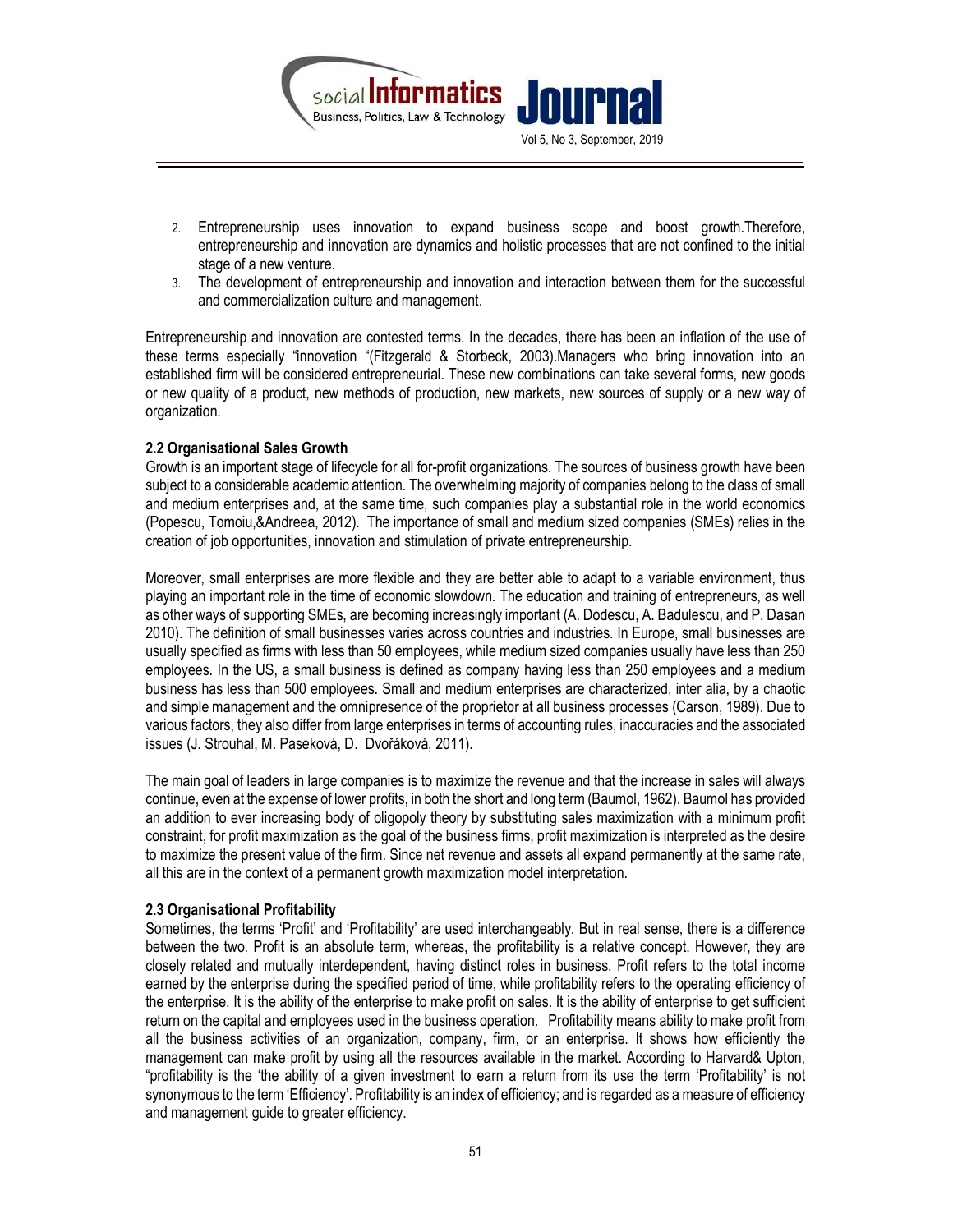2. Entrepreneurship uses innovation to expand business scope and boost growth.Therefore, entrepreneurship and innovation are dynamics and holistic processes that are not confined to the initial stage of a new venture.
3. The development of entrepreneurship and innovation and interaction between them for the successful and commercialization culture and management.

Entrepreneurship and innovation are contested terms. In the decades, there has been an inflation of the use of these terms especially "innovation "(Fitzgerald & Storbeck, 2003).Managers who bring innovation into an established firm will be considered entrepreneurial. These new combinations can take several forms, new goods or new quality of a product, new methods of production, new markets, new sources of supply or a new way of organization.

### 2.2 Organisational Sales Growth

Growth is an important stage of lifecycle for all for-profit organizations. The sources of business growth have been subject to a considerable academic attention. The overwhelming majority of companies belong to the class of small and medium enterprises and, at the same time, such companies play a substantial role in the world economics (Popescu, Tomoiu,&Andreea, 2012). The importance of small and medium sized companies (SMEs) relies in the creation of job opportunities, innovation and stimulation of private entrepreneurship.

Moreover, small enterprises are more flexible and they are better able to adapt to a variable environment, thus playing an important role in the time of economic slowdown. The education and training of entrepreneurs, as well as other ways of supporting SMEs, are becoming increasingly important (A. Dodescu, A. Badulescu, and P. Dasan 2010). The definition of small businesses varies across countries and industries. In Europe, small businesses are usually specified as firms with less than 50 employees, while medium sized companies usually have less than 250 employees. In the US, a small business is defined as company having less than 250 employees and a medium business has less than 500 employees. Small and medium enterprises are characterized, inter alia, by a chaotic and simple management and the omnipresence of the proprietor at all business processes (Carson, 1989). Due to various factors, they also differ from large enterprises in terms of accounting rules, inaccuracies and the associated issues (J. Strouhal, M. Paseková, D. Dvořáková, 2011).

The main goal of leaders in large companies is to maximize the revenue and that the increase in sales will always continue, even at the expense of lower profits, in both the short and long term (Baumol, 1962). Baumol has provided an addition to ever increasing body of oligopoly theory by substituting sales maximization with a minimum profit constraint, for profit maximization as the goal of the business firms, profit maximization is interpreted as the desire to maximize the present value of the firm. Since net revenue and assets all expand permanently at the same rate, all this are in the context of a permanent growth maximization model interpretation.

### 2.3 Organisational Profitability

Sometimes, the terms 'Profit' and 'Profitability' are used interchangeably. But in real sense, there is a difference between the two. Profit is an absolute term, whereas, the profitability is a relative concept. However, they are closely related and mutually interdependent, having distinct roles in business. Profit refers to the total income earned by the enterprise during the specified period of time, while profitability refers to the operating efficiency of the enterprise. It is the ability of the enterprise to make profit on sales. It is the ability of enterprise to get sufficient return on the capital and employees used in the business operation. Profitability means ability to make profit from all the business activities of an organization, company, firm, or an enterprise. It shows how efficiently the management can make profit by using all the resources available in the market. According to Harvard& Upton, "profitability is the 'the ability of a given investment to earn a return from its use the term 'Profitability' is not synonymous to the term 'Efficiency'. Profitability is an index of efficiency; and is regarded as a measure of efficiency and management guide to greater efficiency.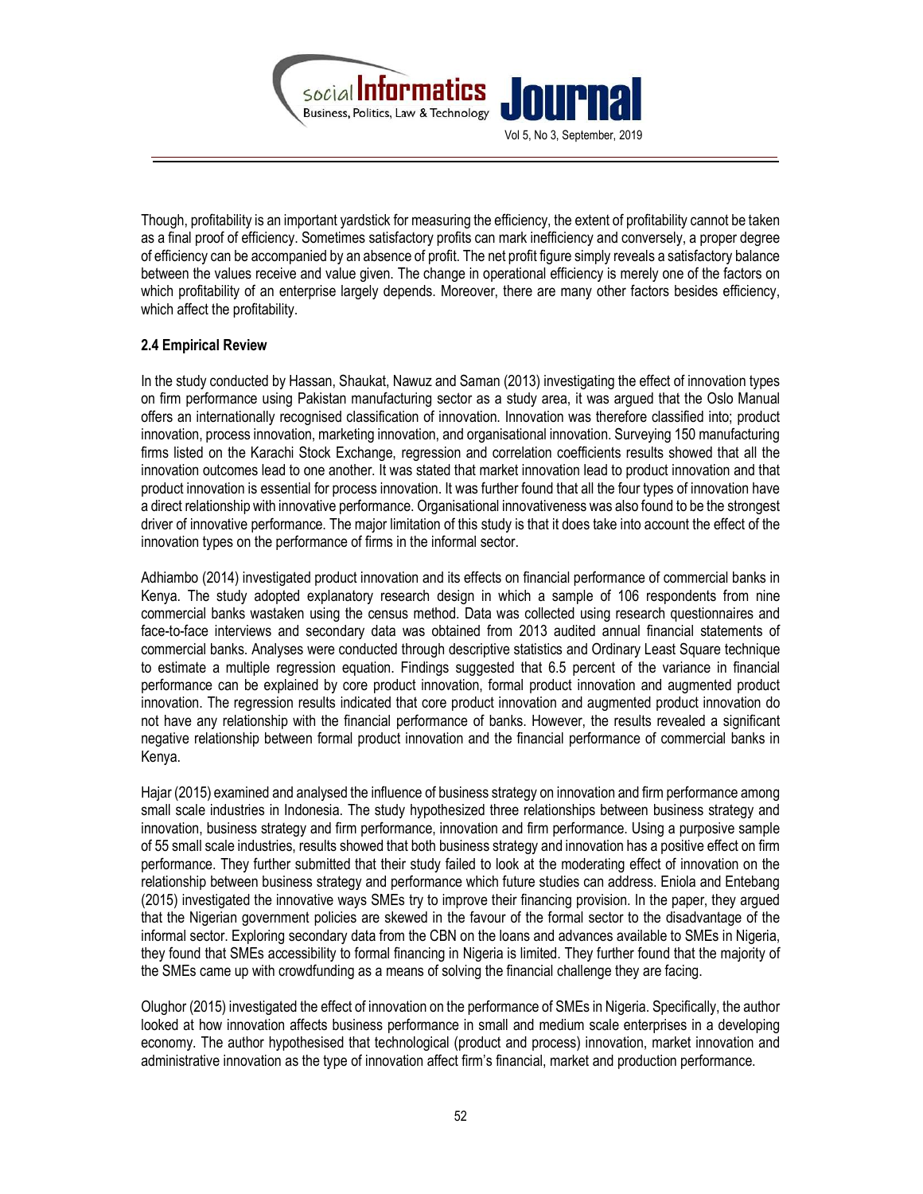Though, profitability is an important yardstick for measuring the efficiency, the extent of profitability cannot be taken as a final proof of efficiency. Sometimes satisfactory profits can mark inefficiency and conversely, a proper degree of efficiency can be accompanied by an absence of profit. The net profit figure simply reveals a satisfactory balance between the values receive and value given. The change in operational efficiency is merely one of the factors on which profitability of an enterprise largely depends. Moreover, there are many other factors besides efficiency, which affect the profitability.

### 2.4 Empirical Review

In the study conducted by Hassan, Shaukat, Nawuz and Saman (2013) investigating the effect of innovation types on firm performance using Pakistan manufacturing sector as a study area, it was argued that the Oslo Manual offers an internationally recognised classification of innovation. Innovation was therefore classified into; product innovation, process innovation, marketing innovation, and organisational innovation. Surveying 150 manufacturing firms listed on the Karachi Stock Exchange, regression and correlation coefficients results showed that all the innovation outcomes lead to one another. It was stated that market innovation lead to product innovation and that product innovation is essential for process innovation. It was further found that all the four types of innovation have a direct relationship with innovative performance. Organisational innovativeness was also found to be the strongest driver of innovative performance. The major limitation of this study is that it does take into account the effect of the innovation types on the performance of firms in the informal sector.

Adhiambo (2014) investigated product innovation and its effects on financial performance of commercial banks in Kenya. The study adopted explanatory research design in which a sample of 106 respondents from nine commercial banks wastaken using the census method. Data was collected using research questionnaires and face-to-face interviews and secondary data was obtained from 2013 audited annual financial statements of commercial banks. Analyses were conducted through descriptive statistics and Ordinary Least Square technique to estimate a multiple regression equation. Findings suggested that 6.5 percent of the variance in financial performance can be explained by core product innovation, formal product innovation and augmented product innovation. The regression results indicated that core product innovation and augmented product innovation do not have any relationship with the financial performance of banks. However, the results revealed a significant negative relationship between formal product innovation and the financial performance of commercial banks in Kenya.

Hajar (2015) examined and analysed the influence of business strategy on innovation and firm performance among small scale industries in Indonesia. The study hypothesized three relationships between business strategy and innovation, business strategy and firm performance, innovation and firm performance. Using a purposive sample of 55 small scale industries, results showed that both business strategy and innovation has a positive effect on firm performance. They further submitted that their study failed to look at the moderating effect of innovation on the relationship between business strategy and performance which future studies can address. Eniola and Entebang (2015) investigated the innovative ways SMEs try to improve their financing provision. In the paper, they argued that the Nigerian government policies are skewed in the favour of the formal sector to the disadvantage of the informal sector. Exploring secondary data from the CBN on the loans and advances available to SMEs in Nigeria, they found that SMEs accessibility to formal financing in Nigeria is limited. They further found that the majority of the SMEs came up with crowdfunding as a means of solving the financial challenge they are facing.

Olughor (2015) investigated the effect of innovation on the performance of SMEs in Nigeria. Specifically, the author looked at how innovation affects business performance in small and medium scale enterprises in a developing economy. The author hypothesised that technological (product and process) innovation, market innovation and administrative innovation as the type of innovation affect firm's financial, market and production performance.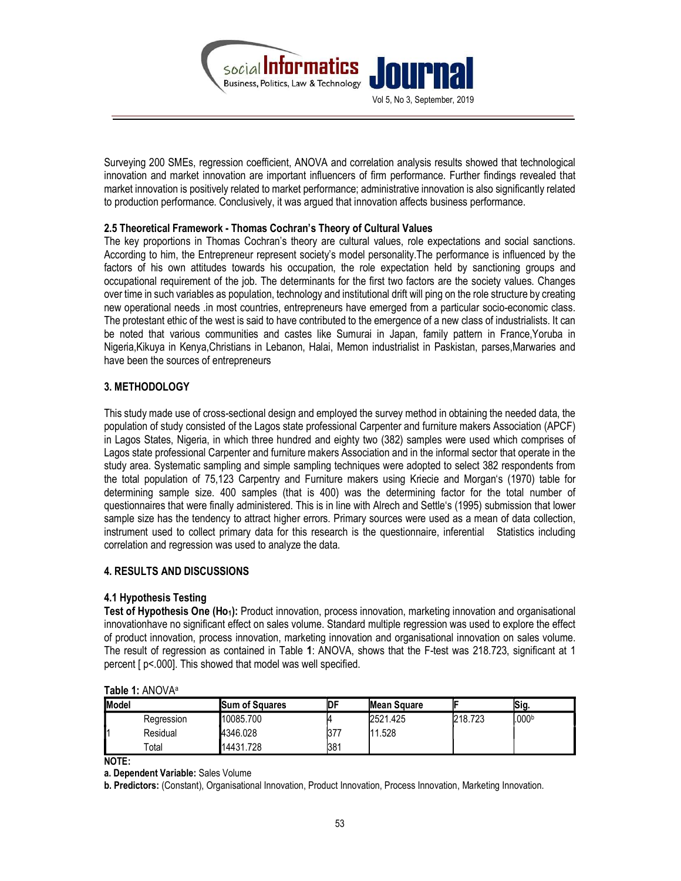Surveying 200 SMEs, regression coefficient, ANOVA and correlation analysis results showed that technological innovation and market innovation are important influencers of firm performance. Further findings revealed that market innovation is positively related to market performance; administrative innovation is also significantly related to production performance. Conclusively, it was argued that innovation affects business performance.

### 2.5 Theoretical Framework - Thomas Cochran's Theory of Cultural Values

The key proportions in Thomas Cochran's theory are cultural values, role expectations and social sanctions. According to him, the Entrepreneur represent society's model personality.The performance is influenced by the factors of his own attitudes towards his occupation, the role expectation held by sanctioning groups and occupational requirement of the job. The determinants for the first two factors are the society values. Changes over time in such variables as population, technology and institutional drift will ping on the role structure by creating new operational needs .in most countries, entrepreneurs have emerged from a particular socio-economic class. The protestant ethic of the west is said to have contributed to the emergence of a new class of industrialists. It can be noted that various communities and castes like Sumurai in Japan, family pattern in France,Yoruba in Nigeria,Kikuya in Kenya,Christians in Lebanon, Halai, Memon industrialist in Paskistan, parses,Marwaries and have been the sources of entrepreneurs

## 3. METHODOLOGY

This study made use of cross-sectional design and employed the survey method in obtaining the needed data, the population of study consisted of the Lagos state professional Carpenter and furniture makers Association (APCF) in Lagos States, Nigeria, in which three hundred and eighty two (382) samples were used which comprises of Lagos state professional Carpenter and furniture makers Association and in the informal sector that operate in the study area. Systematic sampling and simple sampling techniques were adopted to select 382 respondents from the total population of 75,123 Carpentry and Furniture makers using Kriecie and Morgan's (1970) table for determining sample size. 400 samples (that is 400) was the determining factor for the total number of questionnaires that were finally administered. This is in line with Alrech and Settle's (1995) submission that lower sample size has the tendency to attract higher errors. Primary sources were used as a mean of data collection, instrument used to collect primary data for this research is the questionnaire, inferential Statistics including correlation and regression was used to analyze the data.

## 4. RESULTS AND DISCUSSIONS

### 4.1 Hypothesis Testing

**Test of Hypothesis One ($Ho_1$):** Product innovation, process innovation, marketing innovation and organisational innovationhave no significant effect on sales volume. Standard multiple regression was used to explore the effect of product innovation, process innovation, marketing innovation and organisational innovation on sales volume. The result of regression as contained in Table **1**: ANOVA, shows that the F-test was 218.723, significant at 1 percent [ p<.000]. This showed that model was well specified.

**Table 1:** ANOVA[a]

| Model | | Sum of Squares | DF | Mean Square | F | Sig. |
|---|---|---|---|---|---|---|
| 1 | Regression | 10085.700 | 4 | 2521.425 | 218.723 | .000[b] |
| | Residual | 4346.028 | 377 | 11.528 | | |
| | Total | 14431.728 | 381 | | | |

**NOTE:**

**a. Dependent Variable:** Sales Volume

**b. Predictors:** (Constant), Organisational Innovation, Product Innovation, Process Innovation, Marketing Innovation.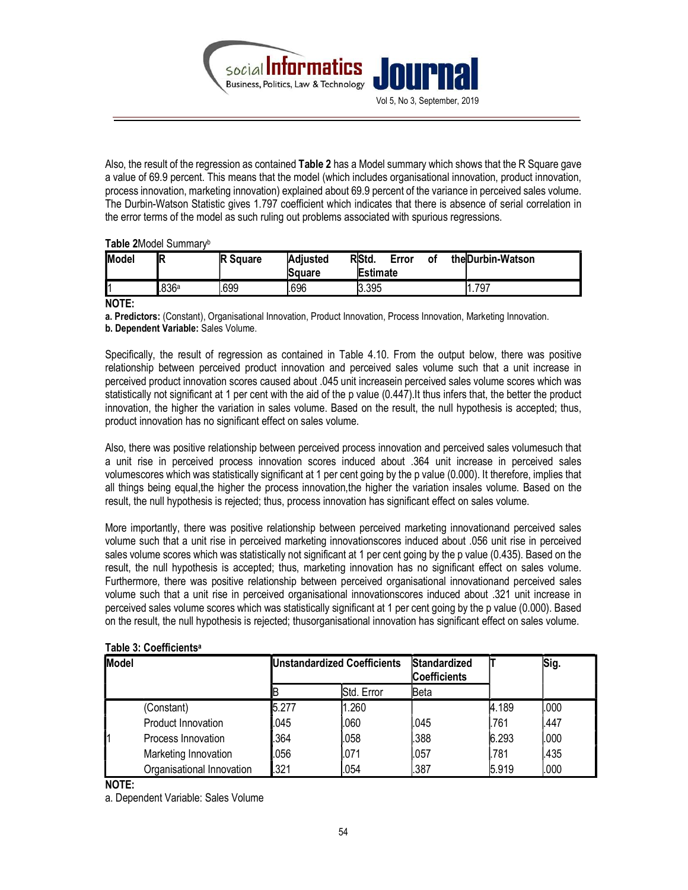Also, the result of the regression as contained **Table 2** has a Model summary which shows that the R Square gave a value of 69.9 percent. This means that the model (which includes organisational innovation, product innovation, process innovation, marketing innovation) explained about 69.9 percent of the variance in perceived sales volume. The Durbin-Watson Statistic gives 1.797 coefficient which indicates that there is absence of serial correlation in the error terms of the model as such ruling out problems associated with spurious regressions.

**Table 2**Model Summary[b]

| Model | R | R Square | Adjusted R Square | Std. Error of the Estimate | Durbin-Watson |
|---|---|---|---|---|---|
| 1 | .836[a] | .699 | .696 | 3.395 | 1.797 |

**NOTE:**

**a. Predictors:** (Constant), Organisational Innovation, Product Innovation, Process Innovation, Marketing Innovation.
**b. Dependent Variable:** Sales Volume.

Specifically, the result of regression as contained in Table 4.10. From the output below, there was positive relationship between perceived product innovation and perceived sales volume such that a unit increase in perceived product innovation scores caused about .045 unit increasein perceived sales volume scores which was statistically not significant at 1 per cent with the aid of the p value (0.447).It thus infers that, the better the product innovation, the higher the variation in sales volume. Based on the result, the null hypothesis is accepted; thus, product innovation has no significant effect on sales volume.

Also, there was positive relationship between perceived process innovation and perceived sales volumesuch that a unit rise in perceived process innovation scores induced about .364 unit increase in perceived sales volumescores which was statistically significant at 1 per cent going by the p value (0.000). It therefore, implies that all things being equal,the higher the process innovation,the higher the variation insales volume. Based on the result, the null hypothesis is rejected; thus, process innovation has significant effect on sales volume.

More importantly, there was positive relationship between perceived marketing innovationand perceived sales volume such that a unit rise in perceived marketing innovationscores induced about .056 unit rise in perceived sales volume scores which was statistically not significant at 1 per cent going by the p value (0.435). Based on the result, the null hypothesis is accepted; thus, marketing innovation has no significant effect on sales volume. Furthermore, there was positive relationship between perceived organisational innovationand perceived sales volume such that a unit rise in perceived organisational innovationscores induced about .321 unit increase in perceived sales volume scores which was statistically significant at 1 per cent going by the p value (0.000). Based on the result, the null hypothesis is rejected; thusorganisational innovation has significant effect on sales volume.

**Table 3: Coefficients[a]**

| Model | | Unstandardized Coefficients | | Standardized Coefficients | T | Sig. |
|---|---|---|---|---|---|---|
| | | B | Std. Error | Beta | | |
| 1 | (Constant) | 5.277 | 1.260 | | 4.189 | .000 |
| | Product Innovation | .045 | .060 | .045 | .761 | .447 |
| | Process Innovation | .364 | .058 | .388 | 6.293 | .000 |
| | Marketing Innovation | .056 | .071 | .057 | .781 | .435 |
| | Organisational Innovation | .321 | .054 | .387 | 5.919 | .000 |

**NOTE:**

a. Dependent Variable: Sales Volume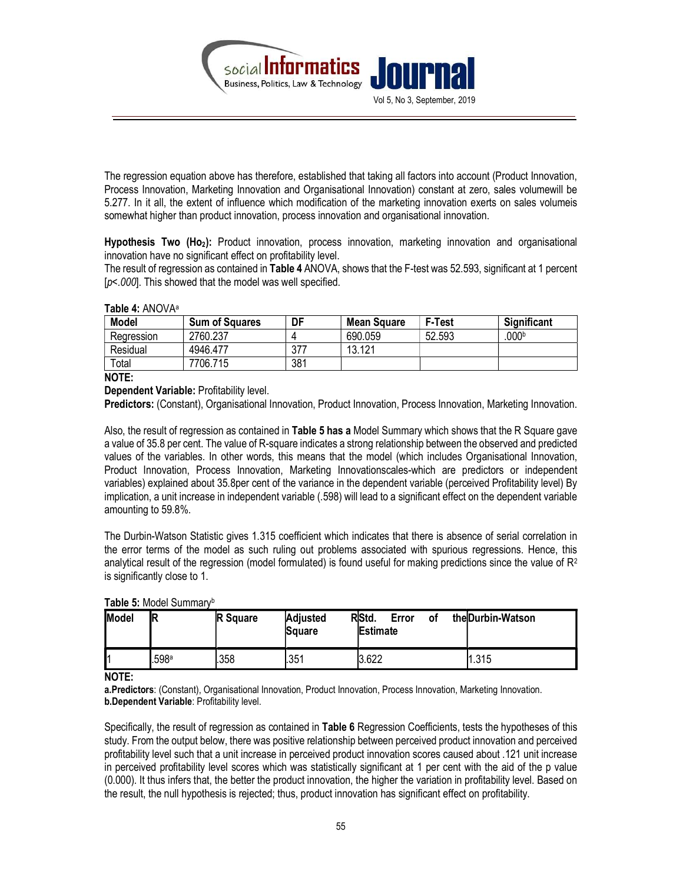The regression equation above has therefore, established that taking all factors into account (Product Innovation, Process Innovation, Marketing Innovation and Organisational Innovation) constant at zero, sales volumewill be 5.277. In it all, the extent of influence which modification of the marketing innovation exerts on sales volumeis somewhat higher than product innovation, process innovation and organisational innovation.

**Hypothesis Two ($Ho_2$):** Product innovation, process innovation, marketing innovation and organisational innovation have no significant effect on profitability level.

The result of regression as contained in **Table 4** ANOVA, shows that the F-test was 52.593, significant at 1 percent [*p<.000*]. This showed that the model was well specified.

**Table 4:** ANOVA[a]

| Model | Sum of Squares | DF | Mean Square | F-Test | Significant |
|---|---|---|---|---|---|
| Regression | 2760.237 | 4 | 690.059 | 52.593 | .000[b] |
| Residual | 4946.477 | 377 | 13.121 | | |
| Total | 7706.715 | 381 | | | |

**NOTE:**

**Dependent Variable:** Profitability level.

**Predictors:** (Constant), Organisational Innovation, Product Innovation, Process Innovation, Marketing Innovation.

Also, the result of regression as contained in **Table 5 has a** Model Summary which shows that the R Square gave a value of 35.8 per cent. The value of R-square indicates a strong relationship between the observed and predicted values of the variables. In other words, this means that the model (which includes Organisational Innovation, Product Innovation, Process Innovation, Marketing Innovationscales-which are predictors or independent variables) explained about 35.8per cent of the variance in the dependent variable (perceived Profitability level) By implication, a unit increase in independent variable (.598) will lead to a significant effect on the dependent variable amounting to 59.8%.

The Durbin-Watson Statistic gives 1.315 coefficient which indicates that there is absence of serial correlation in the error terms of the model as such ruling out problems associated with spurious regressions. Hence, this analytical result of the regression (model formulated) is found useful for making predictions since the value of $R^2$ is significantly close to 1.

**Table 5:** Model Summary[b]

| Model | R | R Square | Adjusted R Square | Std. Error of the Estimate | Durbin-Watson |
|---|---|---|---|---|---|
| 1 | .598[a] | .358 | .351 | 3.622 | 1.315 |

**NOTE:**

**a.Predictors**: (Constant), Organisational Innovation, Product Innovation, Process Innovation, Marketing Innovation.
**b.Dependent Variable**: Profitability level.

Specifically, the result of regression as contained in **Table 6** Regression Coefficients, tests the hypotheses of this study. From the output below, there was positive relationship between perceived product innovation and perceived profitability level such that a unit increase in perceived product innovation scores caused about .121 unit increase in perceived profitability level scores which was statistically significant at 1 per cent with the aid of the p value (0.000). It thus infers that, the better the product innovation, the higher the variation in profitability level. Based on the result, the null hypothesis is rejected; thus, product innovation has significant effect on profitability.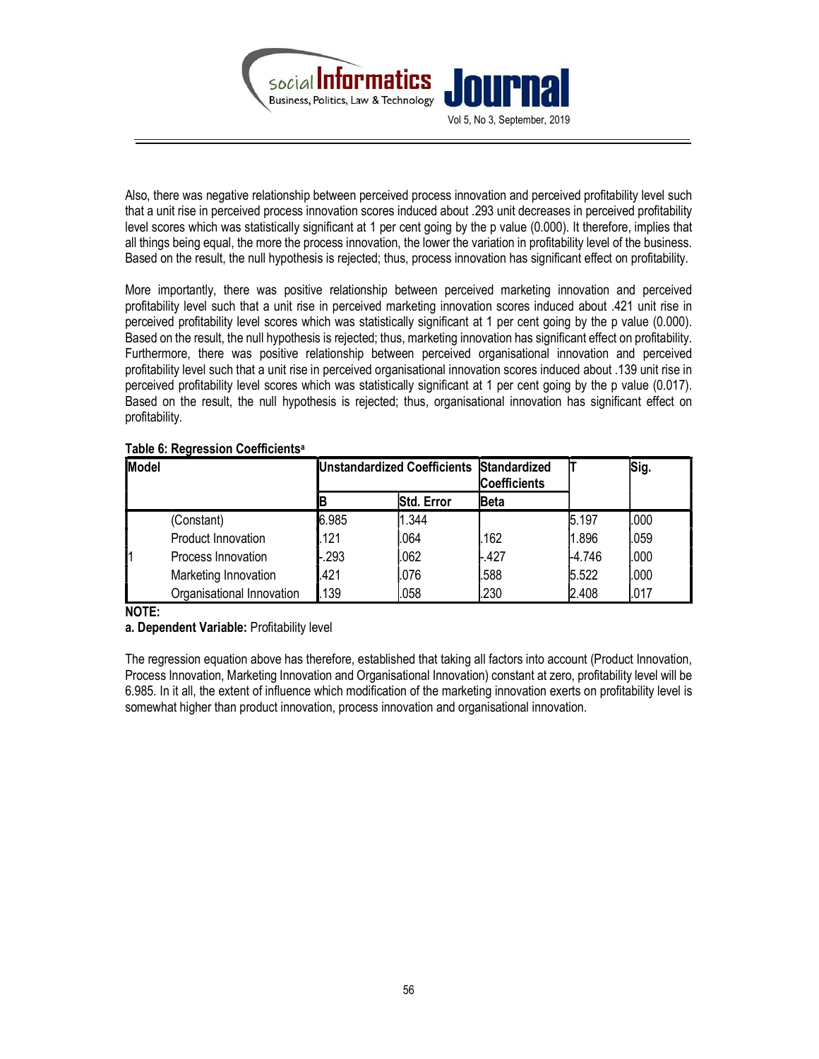Also, there was negative relationship between perceived process innovation and perceived profitability level such that a unit rise in perceived process innovation scores induced about .293 unit decreases in perceived profitability level scores which was statistically significant at 1 per cent going by the p value (0.000). It therefore, implies that all things being equal, the more the process innovation, the lower the variation in profitability level of the business. Based on the result, the null hypothesis is rejected; thus, process innovation has significant effect on profitability.

More importantly, there was positive relationship between perceived marketing innovation and perceived profitability level such that a unit rise in perceived marketing innovation scores induced about .421 unit rise in perceived profitability level scores which was statistically significant at 1 per cent going by the p value (0.000). Based on the result, the null hypothesis is rejected; thus, marketing innovation has significant effect on profitability. Furthermore, there was positive relationship between perceived organisational innovation and perceived profitability level such that a unit rise in perceived organisational innovation scores induced about .139 unit rise in perceived profitability level scores which was statistically significant at 1 per cent going by the p value (0.017). Based on the result, the null hypothesis is rejected; thus, organisational innovation has significant effect on profitability.

**Table 6: Regression Coefficients[a]**

| Model | | Unstandardized Coefficients | | Standardized Coefficients | T | Sig. |
|---|---|---|---|---|---|---|
| | | B | Std. Error | Beta | | |
| 1 | (Constant) | 6.985 | 1.344 | | 5.197 | .000 |
| | Product Innovation | .121 | .064 | .162 | 1.896 | .059 |
| | Process Innovation | -.293 | .062 | -.427 | -4.746 | .000 |
| | Marketing Innovation | .421 | .076 | .588 | 5.522 | .000 |
| | Organisational Innovation | .139 | .058 | .230 | 2.408 | .017 |

**NOTE:**

**a. Dependent Variable:** Profitability level

The regression equation above has therefore, established that taking all factors into account (Product Innovation, Process Innovation, Marketing Innovation and Organisational Innovation) constant at zero, profitability level will be 6.985. In it all, the extent of influence which modification of the marketing innovation exerts on profitability level is somewhat higher than product innovation, process innovation and organisational innovation.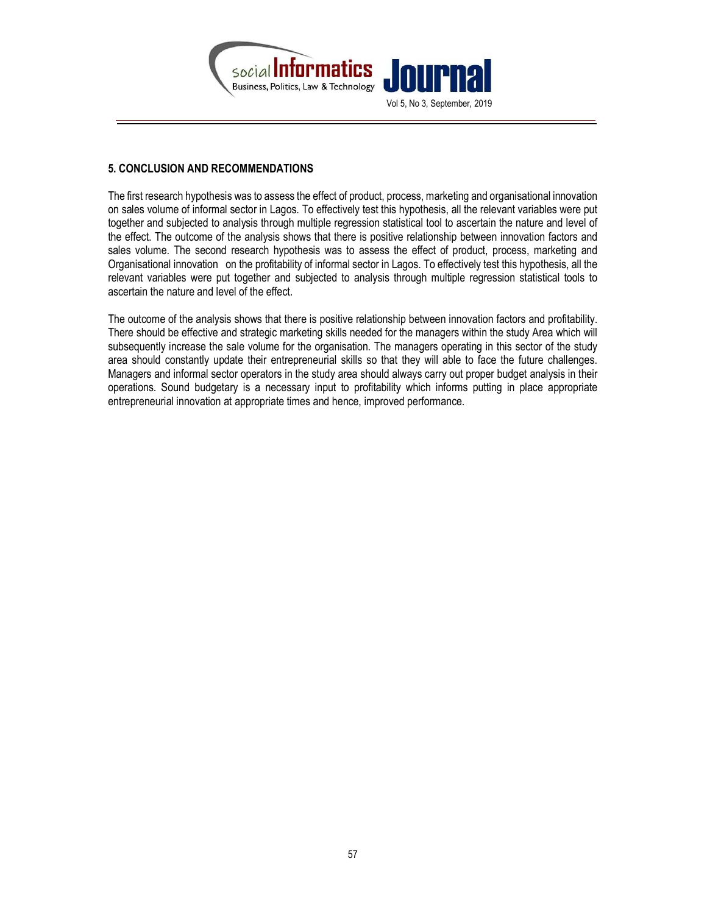## 5. CONCLUSION AND RECOMMENDATIONS

The first research hypothesis was to assess the effect of product, process, marketing and organisational innovation on sales volume of informal sector in Lagos. To effectively test this hypothesis, all the relevant variables were put together and subjected to analysis through multiple regression statistical tool to ascertain the nature and level of the effect. The outcome of the analysis shows that there is positive relationship between innovation factors and sales volume. The second research hypothesis was to assess the effect of product, process, marketing and Organisational innovation on the profitability of informal sector in Lagos. To effectively test this hypothesis, all the relevant variables were put together and subjected to analysis through multiple regression statistical tools to ascertain the nature and level of the effect.

The outcome of the analysis shows that there is positive relationship between innovation factors and profitability. There should be effective and strategic marketing skills needed for the managers within the study Area which will subsequently increase the sale volume for the organisation. The managers operating in this sector of the study area should constantly update their entrepreneurial skills so that they will able to face the future challenges. Managers and informal sector operators in the study area should always carry out proper budget analysis in their operations. Sound budgetary is a necessary input to profitability which informs putting in place appropriate entrepreneurial innovation at appropriate times and hence, improved performance.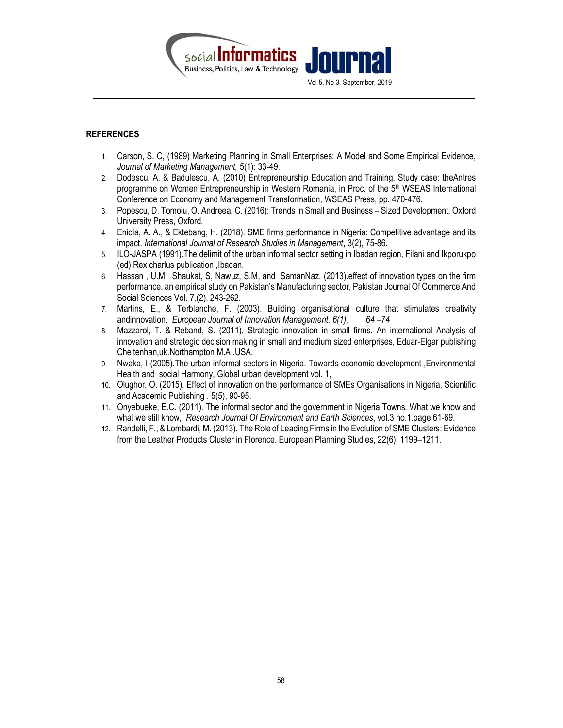## REFERENCES

1. Carson, S. C, (1989) Marketing Planning in Small Enterprises: A Model and Some Empirical Evidence, *Journal of Marketing Management,* 5(1): 33-49.
2. Dodescu, A. & Badulescu, A. (2010) Entrepreneurship Education and Training. Study case: theAntres programme on Women Entrepreneurship in Western Romania, in Proc. of the 5th WSEAS International Conference on Economy and Management Transformation, WSEAS Press, pp. 470-476.
3. Popescu, D. Tomoiu, O. Andreea, C. (2016): Trends in Small and Business – Sized Development, Oxford University Press, Oxford.
4. Eniola, A. A., & Ektebang, H. (2018). SME firms performance in Nigeria: Competitive advantage and its impact. *International Journal of Research Studies in Management*, 3(2), 75-86.
5. ILO-JASPA (1991).The delimit of the urban informal sector setting in Ibadan region, Filani and Ikporukpo (ed) Rex charlus publication ,Ibadan.
6. Hassan , U.M, Shaukat, S, Nawuz, S.M, and SamanNaz. (2013).effect of innovation types on the firm performance, an empirical study on Pakistan's Manufacturing sector, Pakistan Journal Of Commerce And Social Sciences Vol. 7.(2). 243-262.
7. Martins, E., & Terblanche, F. (2003). Building organisational culture that stimulates creativity andinnovation. *European Journal of Innovation Management, 6(1), 64 –74*
8. Mazzarol, T. & Reband, S. (2011). Strategic innovation in small firms. An international Analysis of innovation and strategic decision making in small and medium sized enterprises, Eduar-Elgar publishing Cheitenhan,uk.Northampton M.A .USA.
9. Nwaka, I (2005).The urban informal sectors in Nigeria. Towards economic development ,Environmental Health and social Harmony, Global urban development vol. 1,
10. Olughor, O. (2015). Effect of innovation on the performance of SMEs Organisations in Nigeria, Scientific and Academic Publishing . 5(5), 90-95.
11. Onyebueke, E.C. (2011). The informal sector and the government in Nigeria Towns. What we know and what we still know, *Research Journal Of Environment and Earth Sciences*, vol.3 no.1.page 61-69.
12. Randelli, F., & Lombardi, M. (2013). The Role of Leading Firms in the Evolution of SME Clusters: Evidence from the Leather Products Cluster in Florence. European Planning Studies, 22(6), 1199–1211.